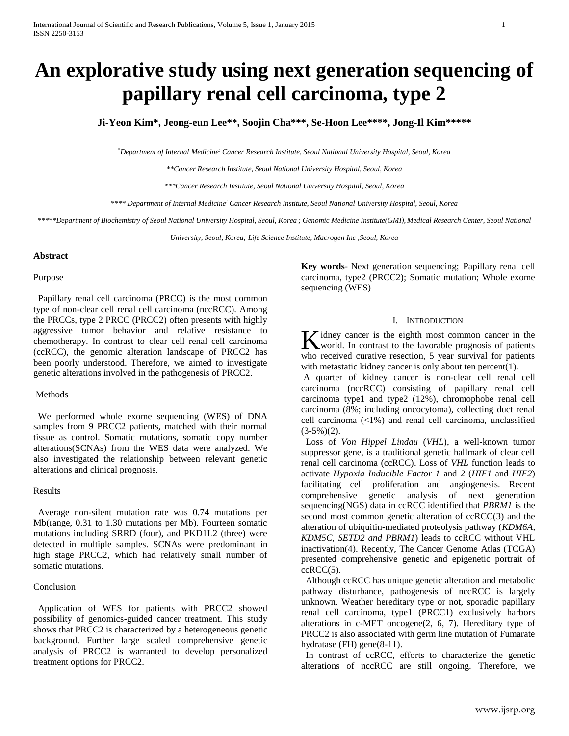# An explorative study using next generation sequencing of papillary renal cell carcinoma, type 2

**Ji-Yeon Kim*, Jeong-eun Lee**, Soojin Cha***, Se-Hoon Lee****, Jong-Il Kim*****

*\*Department of Internal Medicine; Cancer Research Institute, Seoul National University Hospital, Seoul, Korea*

*\*\*Cancer Research Institute, Seoul National University Hospital, Seoul, Korea*

*\*\*\*Cancer Research Institute, Seoul National University Hospital, Seoul, Korea*

*\*\*\*\* Department of Internal Medicine; Cancer Research Institute, Seoul National University Hospital, Seoul, Korea*

*\*\*\*\*\*Department of Biochemistry of Seoul National University Hospital, Seoul, Korea ; Genomic Medicine Institute(GMI), Medical Research Center, Seoul National University, Seoul, Korea; Life Science Institute, Macrogen Inc ,Seoul, Korea*

## Abstract

Purpose

Papillary renal cell carcinoma (PRCC) is the most common type of non-clear cell renal cell carcinoma (nccRCC). Among the PRCCs, type 2 PRCC (PRCC2) often presents with highly aggressive tumor behavior and relative resistance to chemotherapy. In contrast to clear cell renal cell carcinoma (ccRCC), the genomic alteration landscape of PRCC2 has been poorly understood. Therefore, we aimed to investigate genetic alterations involved in the pathogenesis of PRCC2.

Methods

We performed whole exome sequencing (WES) of DNA samples from 9 PRCC2 patients, matched with their normal tissue as control. Somatic mutations, somatic copy number alterations(SCNAs) from the WES data were analyzed. We also investigated the relationship between relevant genetic alterations and clinical prognosis.

Results

Average non-silent mutation rate was 0.74 mutations per Mb(range, 0.31 to 1.30 mutations per Mb). Fourteen somatic mutations including SRRD (four), and PKD1L2 (three) were detected in multiple samples. SCNAs were predominant in high stage PRCC2, which had relatively small number of somatic mutations.

Conclusion

Application of WES for patients with PRCC2 showed possibility of genomics-guided cancer treatment. This study shows that PRCC2 is characterized by a heterogeneous genetic background. Further large scaled comprehensive genetic analysis of PRCC2 is warranted to develop personalized treatment options for PRCC2.

**Key words**- Next generation sequencing; Papillary renal cell carcinoma, type2 (PRCC2); Somatic mutation; Whole exome sequencing (WES)

## I. Introduction

Kidney cancer is the eighth most common cancer in the world. In contrast to the favorable prognosis of patients who received curative resection, 5 year survival for patients with metastatic kidney cancer is only about ten percent(1).

A quarter of kidney cancer is non-clear cell renal cell carcinoma (nccRCC) consisting of papillary renal cell carcinoma type1 and type2 (12%), chromophobe renal cell carcinoma (8%; including oncocytoma), collecting duct renal cell carcinoma (<1%) and renal cell carcinoma, unclassified (3-5%)(2).

Loss of *Von Hippel Lindau* (*VHL*), a well-known tumor suppressor gene, is a traditional genetic hallmark of clear cell renal cell carcinoma (ccRCC). Loss of *VHL* function leads to activate *Hypoxia Inducible Factor 1* and *2* (*HIF1* and *HIF2*) facilitating cell proliferation and angiogenesis. Recent comprehensive genetic analysis of next generation sequencing(NGS) data in ccRCC identified that *PBRM1* is the second most common genetic alteration of ccRCC(3) and the alteration of ubiquitin-mediated proteolysis pathway (*KDM6A, KDM5C, SETD2 and PBRM1*) leads to ccRCC without VHL inactivation(4). Recently, The Cancer Genome Atlas (TCGA) presented comprehensive genetic and epigenetic portrait of ccRCC(5).

Although ccRCC has unique genetic alteration and metabolic pathway disturbance, pathogenesis of nccRCC is largely unknown. Weather hereditary type or not, sporadic papillary renal cell carcinoma, type1 (PRCC1) exclusively harbors alterations in c-MET oncogene(2, 6, 7). Hereditary type of PRCC2 is also associated with germ line mutation of Fumarate hydratase (FH) gene(8-11).

In contrast of ccRCC, efforts to characterize the genetic alterations of nccRCC are still ongoing. Therefore, we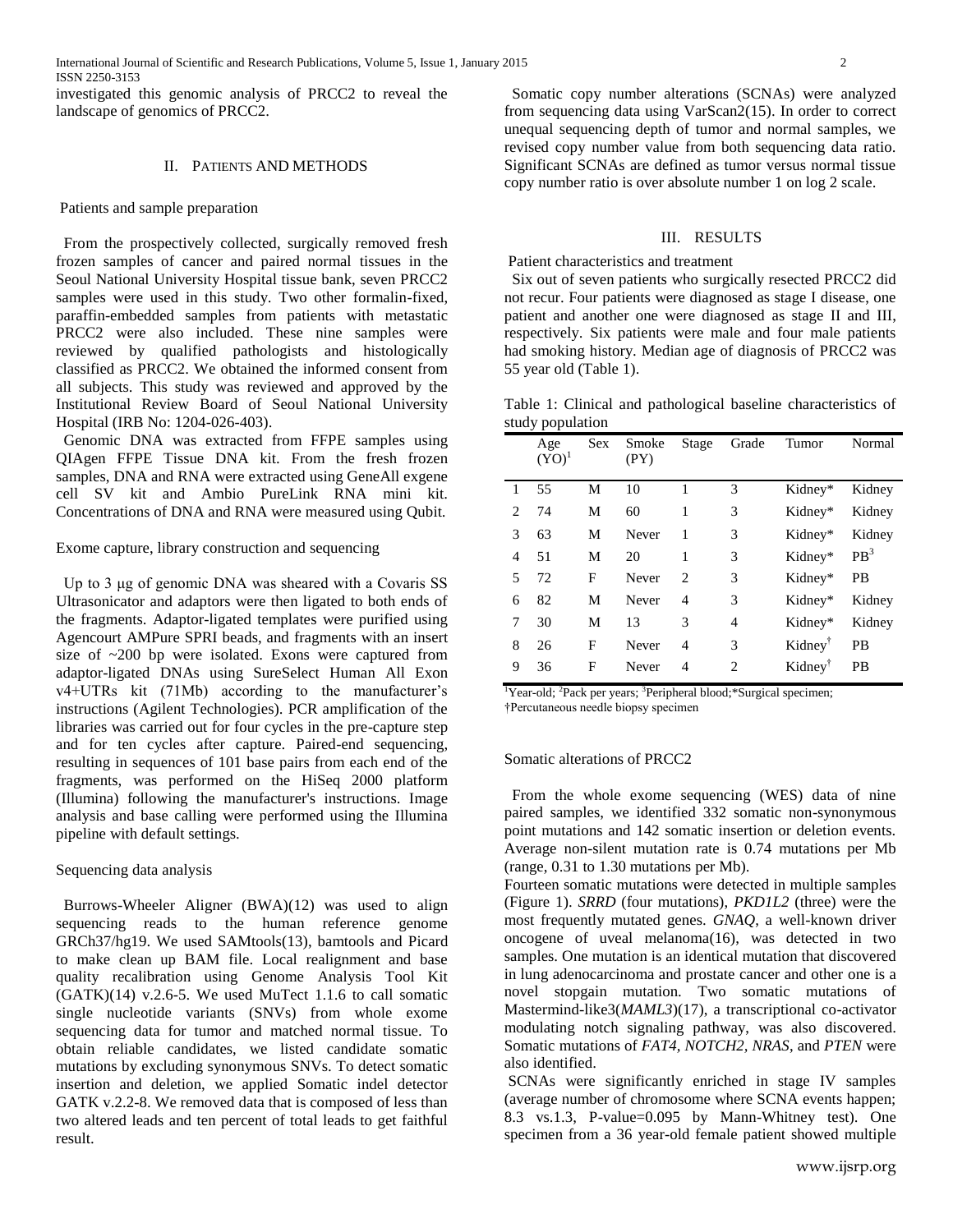investigated this genomic analysis of PRCC2 to reveal the landscape of genomics of PRCC2.

## II. Patients and Methods

### Patients and sample preparation

From the prospectively collected, surgically removed fresh frozen samples of cancer and paired normal tissues in the Seoul National University Hospital tissue bank, seven PRCC2 samples were used in this study. Two other formalin-fixed, paraffin-embedded samples from patients with metastatic PRCC2 were also included. These nine samples were reviewed by qualified pathologists and histologically classified as PRCC2. We obtained the informed consent from all subjects. This study was reviewed and approved by the Institutional Review Board of Seoul National University Hospital (IRB No: 1204-026-403).

Genomic DNA was extracted from FFPE samples using QIAgen FFPE Tissue DNA kit. From the fresh frozen samples, DNA and RNA were extracted using GeneAll exgene cell SV kit and Ambio PureLink RNA mini kit. Concentrations of DNA and RNA were measured using Qubit.

### Exome capture, library construction and sequencing

Up to 3 μg of genomic DNA was sheared with a Covaris SS Ultrasonicator and adaptors were then ligated to both ends of the fragments. Adaptor-ligated templates were purified using Agencourt AMPure SPRI beads, and fragments with an insert size of ~200 bp were isolated. Exons were captured from adaptor-ligated DNAs using SureSelect Human All Exon v4+UTRs kit (71Mb) according to the manufacturer's instructions (Agilent Technologies). PCR amplification of the libraries was carried out for four cycles in the pre-capture step and for ten cycles after capture. Paired-end sequencing, resulting in sequences of 101 base pairs from each end of the fragments, was performed on the HiSeq 2000 platform (Illumina) following the manufacturer's instructions. Image analysis and base calling were performed using the Illumina pipeline with default settings.

### Sequencing data analysis

Burrows-Wheeler Aligner (BWA)(12) was used to align sequencing reads to the human reference genome GRCh37/hg19. We used SAMtools(13), bamtools and Picard to make clean up BAM file. Local realignment and base quality recalibration using Genome Analysis Tool Kit (GATK)(14) v.2.6-5. We used MuTect 1.1.6 to call somatic single nucleotide variants (SNVs) from whole exome sequencing data for tumor and matched normal tissue. To obtain reliable candidates, we listed candidate somatic mutations by excluding synonymous SNVs. To detect somatic insertion and deletion, we applied Somatic indel detector GATK v.2.2-8. We removed data that is composed of less than two altered leads and ten percent of total leads to get faithful result.

Somatic copy number alterations (SCNAs) were analyzed from sequencing data using VarScan2(15). In order to correct unequal sequencing depth of tumor and normal samples, we revised copy number value from both sequencing data ratio. Significant SCNAs are defined as tumor versus normal tissue copy number ratio is over absolute number 1 on log 2 scale.

## III. Results

### Patient characteristics and treatment

Six out of seven patients who surgically resected PRCC2 did not recur. Four patients were diagnosed as stage I disease, one patient and another one were diagnosed as stage II and III, respectively. Six patients were male and four male patients had smoking history. Median age of diagnosis of PRCC2 was 55 year old (Table 1).

Table 1: Clinical and pathological baseline characteristics of study population

| | Age (YO)[1] | Sex | Smoke (PY) | Stage | Grade | Tumor | Normal |
|---|---|---|---|---|---|---|---|
| 1 | 55 | M | 10 | 1 | 3 | Kidney* | Kidney |
| 2 | 74 | M | 60 | 1 | 3 | Kidney* | Kidney |
| 3 | 63 | M | Never | 1 | 3 | Kidney* | Kidney |
| 4 | 51 | M | 20 | 1 | 3 | Kidney* | PB[3] |
| 5 | 72 | F | Never | 2 | 3 | Kidney* | PB |
| 6 | 82 | M | Never | 4 | 3 | Kidney* | Kidney |
| 7 | 30 | M | 13 | 3 | 4 | Kidney* | Kidney |
| 8 | 26 | F | Never | 4 | 3 | Kidney[†] | PB |
| 9 | 36 | F | Never | 4 | 2 | Kidney[†] | PB |

[1]Year-old; [2]Pack per years; [3]Peripheral blood;*Surgical specimen; †Percutaneous needle biopsy specimen

### Somatic alterations of PRCC2

From the whole exome sequencing (WES) data of nine paired samples, we identified 332 somatic non-synonymous point mutations and 142 somatic insertion or deletion events. Average non-silent mutation rate is 0.74 mutations per Mb (range, 0.31 to 1.30 mutations per Mb).

Fourteen somatic mutations were detected in multiple samples (Figure 1). *SRRD* (four mutations), *PKD1L2* (three) were the most frequently mutated genes. *GNAQ*, a well-known driver oncogene of uveal melanoma(16), was detected in two samples. One mutation is an identical mutation that discovered in lung adenocarcinoma and prostate cancer and other one is a novel stopgain mutation. Two somatic mutations of Mastermind-like3(*MAML3*)(17), a transcriptional co-activator modulating notch signaling pathway, was also discovered. Somatic mutations of *FAT4*, *NOTCH2*, *NRAS*, and *PTEN* were also identified.

SCNAs were significantly enriched in stage IV samples (average number of chromosome where SCNA events happen; 8.3 vs.1.3, P-value=0.095 by Mann-Whitney test). One specimen from a 36 year-old female patient showed multiple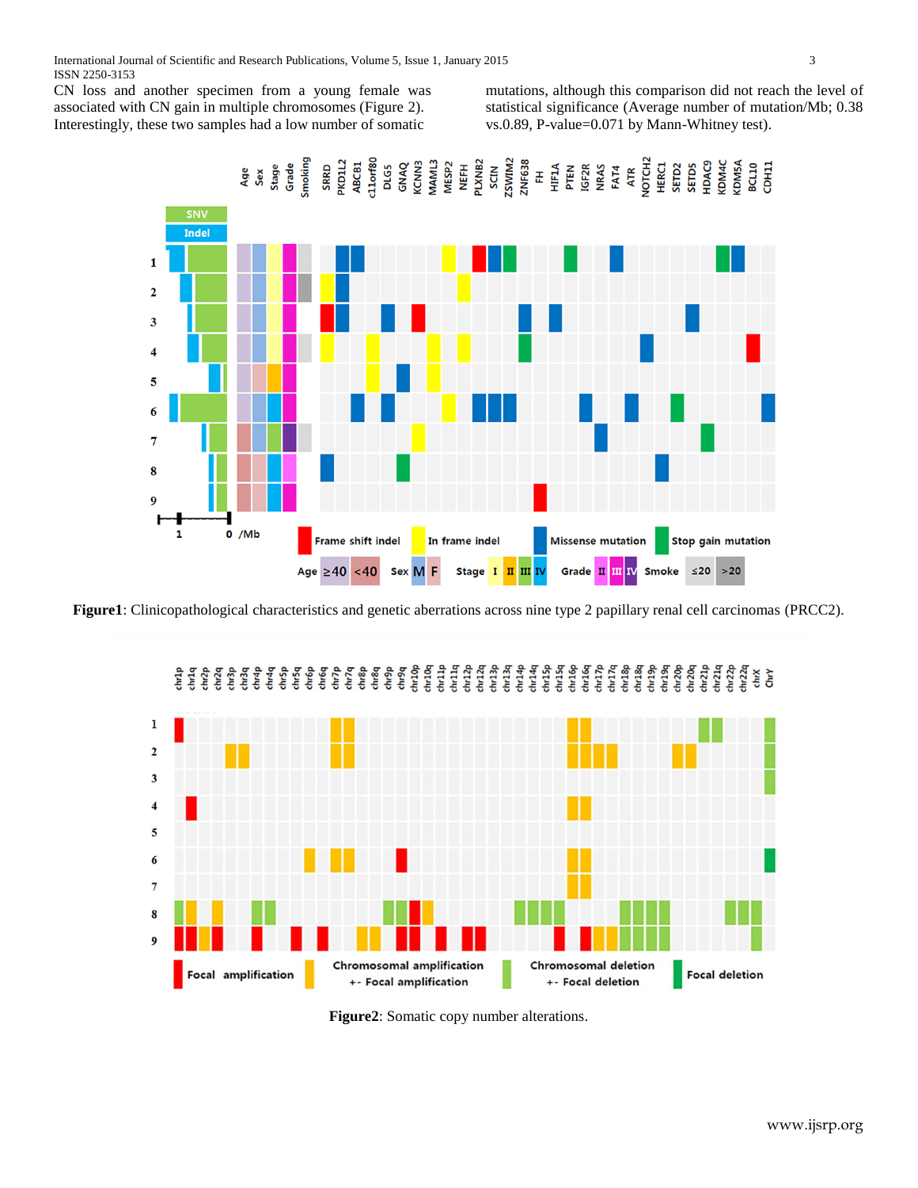CN loss and another specimen from a young female was associated with CN gain in multiple chromosomes (Figure 2). Interestingly, these two samples had a low number of somatic mutations, although this comparison did not reach the level of statistical significance (Average number of mutation/Mb; 0.38 vs.0.89, P-value=0.071 by Mann-Whitney test).

**Figure1**: Clinicopathological characteristics and genetic aberrations across nine type 2 papillary renal cell carcinomas (PRCC2).

**Figure2**: Somatic copy number alterations.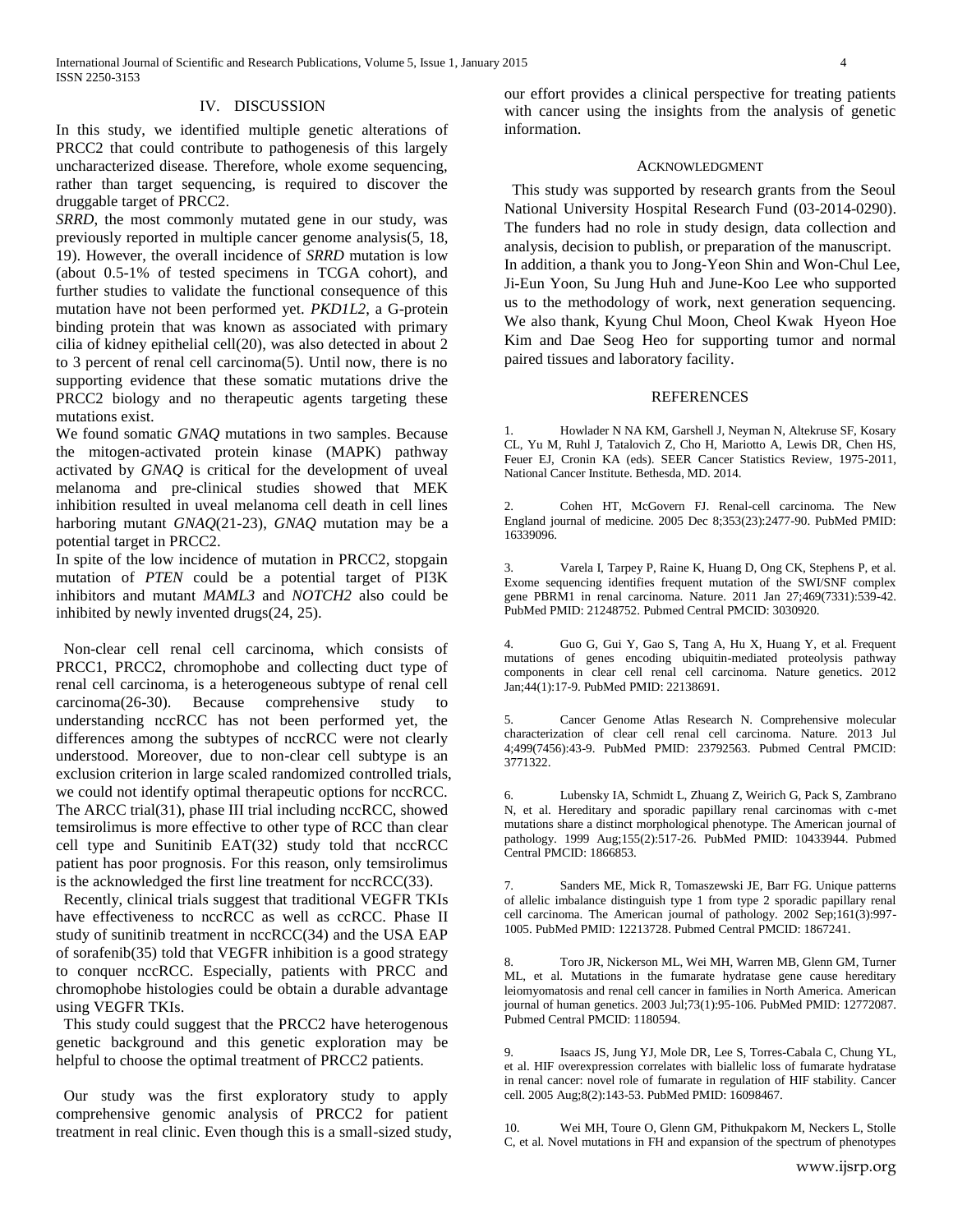## IV. DISCUSSION

In this study, we identified multiple genetic alterations of PRCC2 that could contribute to pathogenesis of this largely uncharacterized disease. Therefore, whole exome sequencing, rather than target sequencing, is required to discover the druggable target of PRCC2.

*SRRD*, the most commonly mutated gene in our study, was previously reported in multiple cancer genome analysis(5, 18, 19). However, the overall incidence of *SRRD* mutation is low (about 0.5-1% of tested specimens in TCGA cohort), and further studies to validate the functional consequence of this mutation have not been performed yet. *PKD1L2*, a G-protein binding protein that was known as associated with primary cilia of kidney epithelial cell(20), was also detected in about 2 to 3 percent of renal cell carcinoma(5). Until now, there is no supporting evidence that these somatic mutations drive the PRCC2 biology and no therapeutic agents targeting these mutations exist.

We found somatic *GNAQ* mutations in two samples. Because the mitogen-activated protein kinase (MAPK) pathway activated by *GNAQ* is critical for the development of uveal melanoma and pre-clinical studies showed that MEK inhibition resulted in uveal melanoma cell death in cell lines harboring mutant *GNAQ*(21-23), *GNAQ* mutation may be a potential target in PRCC2.

In spite of the low incidence of mutation in PRCC2, stopgain mutation of *PTEN* could be a potential target of PI3K inhibitors and mutant *MAML3* and *NOTCH2* also could be inhibited by newly invented drugs(24, 25).

Non-clear cell renal cell carcinoma, which consists of PRCC1, PRCC2, chromophobe and collecting duct type of renal cell carcinoma, is a heterogeneous subtype of renal cell carcinoma(26-30). Because comprehensive study to understanding nccRCC has not been performed yet, the differences among the subtypes of nccRCC were not clearly understood. Moreover, due to non-clear cell subtype is an exclusion criterion in large scaled randomized controlled trials, we could not identify optimal therapeutic options for nccRCC. The ARCC trial(31), phase III trial including nccRCC, showed temsirolimus is more effective to other type of RCC than clear cell type and Sunitinib EAT(32) study told that nccRCC patient has poor prognosis. For this reason, only temsirolimus is the acknowledged the first line treatment for nccRCC(33).

Recently, clinical trials suggest that traditional VEGFR TKIs have effectiveness to nccRCC as well as ccRCC. Phase II study of sunitinib treatment in nccRCC(34) and the USA EAP of sorafenib(35) told that VEGFR inhibition is a good strategy to conquer nccRCC. Especially, patients with PRCC and chromophobe histologies could be obtain a durable advantage using VEGFR TKIs.

This study could suggest that the PRCC2 have heterogenous genetic background and this genetic exploration may be helpful to choose the optimal treatment of PRCC2 patients.

Our study was the first exploratory study to apply comprehensive genomic analysis of PRCC2 for patient treatment in real clinic. Even though this is a small-sized study, our effort provides a clinical perspective for treating patients with cancer using the insights from the analysis of genetic information.

## ACKNOWLEDGMENT

This study was supported by research grants from the Seoul National University Hospital Research Fund (03-2014-0290). The funders had no role in study design, data collection and analysis, decision to publish, or preparation of the manuscript. In addition, a thank you to Jong-Yeon Shin and Won-Chul Lee, Ji-Eun Yoon, Su Jung Huh and June-Koo Lee who supported us to the methodology of work, next generation sequencing. We also thank, Kyung Chul Moon, Cheol Kwak Hyeon Hoe Kim and Dae Seog Heo for supporting tumor and normal paired tissues and laboratory facility.

## REFERENCES

1. Howlader N NA KM, Garshell J, Neyman N, Altekruse SF, Kosary CL, Yu M, Ruhl J, Tatalovich Z, Cho H, Mariotto A, Lewis DR, Chen HS, Feuer EJ, Cronin KA (eds). SEER Cancer Statistics Review, 1975-2011, National Cancer Institute. Bethesda, MD. 2014.

2. Cohen HT, McGovern FJ. Renal-cell carcinoma. The New England journal of medicine. 2005 Dec 8;353(23):2477-90. PubMed PMID: 16339096.

3. Varela I, Tarpey P, Raine K, Huang D, Ong CK, Stephens P, et al. Exome sequencing identifies frequent mutation of the SWI/SNF complex gene PBRM1 in renal carcinoma. Nature. 2011 Jan 27;469(7331):539-42. PubMed PMID: 21248752. Pubmed Central PMCID: 3030920.

4. Guo G, Gui Y, Gao S, Tang A, Hu X, Huang Y, et al. Frequent mutations of genes encoding ubiquitin-mediated proteolysis pathway components in clear cell renal cell carcinoma. Nature genetics. 2012 Jan;44(1):17-9. PubMed PMID: 22138691.

5. Cancer Genome Atlas Research N. Comprehensive molecular characterization of clear cell renal cell carcinoma. Nature. 2013 Jul 4;499(7456):43-9. PubMed PMID: 23792563. Pubmed Central PMCID: 3771322.

6. Lubensky IA, Schmidt L, Zhuang Z, Weirich G, Pack S, Zambrano N, et al. Hereditary and sporadic papillary renal carcinomas with c-met mutations share a distinct morphological phenotype. The American journal of pathology. 1999 Aug;155(2):517-26. PubMed PMID: 10433944. Pubmed Central PMCID: 1866853.

7. Sanders ME, Mick R, Tomaszewski JE, Barr FG. Unique patterns of allelic imbalance distinguish type 1 from type 2 sporadic papillary renal cell carcinoma. The American journal of pathology. 2002 Sep;161(3):997-1005. PubMed PMID: 12213728. Pubmed Central PMCID: 1867241.

8. Toro JR, Nickerson ML, Wei MH, Warren MB, Glenn GM, Turner ML, et al. Mutations in the fumarate hydratase gene cause hereditary leiomyomatosis and renal cell cancer in families in North America. American journal of human genetics. 2003 Jul;73(1):95-106. PubMed PMID: 12772087. Pubmed Central PMCID: 1180594.

9. Isaacs JS, Jung YJ, Mole DR, Lee S, Torres-Cabala C, Chung YL, et al. HIF overexpression correlates with biallelic loss of fumarate hydratase in renal cancer: novel role of fumarate in regulation of HIF stability. Cancer cell. 2005 Aug;8(2):143-53. PubMed PMID: 16098467.

10. Wei MH, Toure O, Glenn GM, Pithukpakorn M, Neckers L, Stolle C, et al. Novel mutations in FH and expansion of the spectrum of phenotypes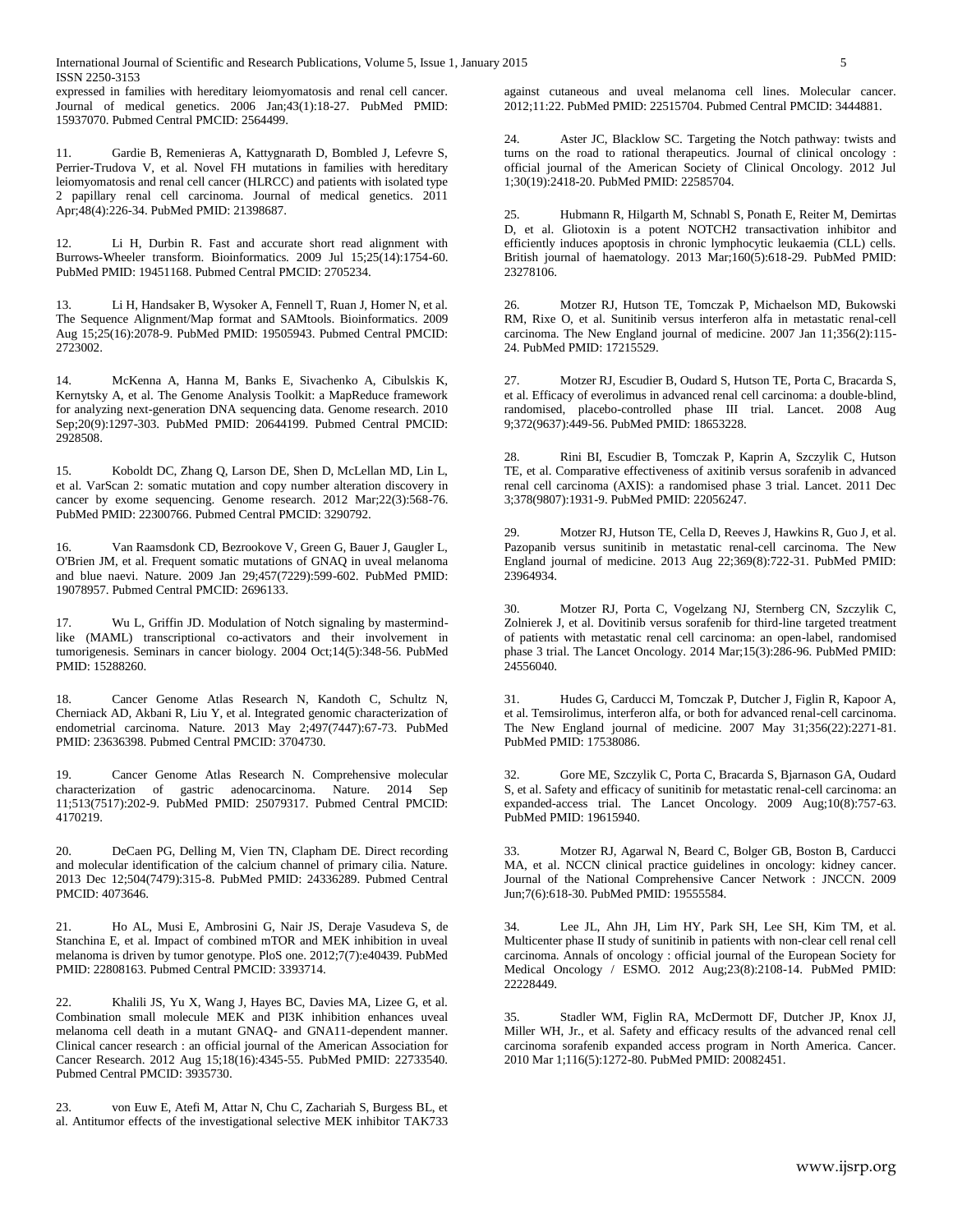expressed in families with hereditary leiomyomatosis and renal cell cancer. Journal of medical genetics. 2006 Jan;43(1):18-27. PubMed PMID: 15937070. Pubmed Central PMCID: 2564499.

11. Gardie B, Remenieras A, Kattygnarath D, Bombled J, Lefevre S, Perrier-Trudova V, et al. Novel FH mutations in families with hereditary leiomyomatosis and renal cell cancer (HLRCC) and patients with isolated type 2 papillary renal cell carcinoma. Journal of medical genetics. 2011 Apr;48(4):226-34. PubMed PMID: 21398687.

12. Li H, Durbin R. Fast and accurate short read alignment with Burrows-Wheeler transform. Bioinformatics. 2009 Jul 15;25(14):1754-60. PubMed PMID: 19451168. Pubmed Central PMCID: 2705234.

13. Li H, Handsaker B, Wysoker A, Fennell T, Ruan J, Homer N, et al. The Sequence Alignment/Map format and SAMtools. Bioinformatics. 2009 Aug 15;25(16):2078-9. PubMed PMID: 19505943. Pubmed Central PMCID: 2723002.

14. McKenna A, Hanna M, Banks E, Sivachenko A, Cibulskis K, Kernytsky A, et al. The Genome Analysis Toolkit: a MapReduce framework for analyzing next-generation DNA sequencing data. Genome research. 2010 Sep;20(9):1297-303. PubMed PMID: 20644199. Pubmed Central PMCID: 2928508.

15. Koboldt DC, Zhang Q, Larson DE, Shen D, McLellan MD, Lin L, et al. VarScan 2: somatic mutation and copy number alteration discovery in cancer by exome sequencing. Genome research. 2012 Mar;22(3):568-76. PubMed PMID: 22300766. Pubmed Central PMCID: 3290792.

16. Van Raamsdonk CD, Bezrookove V, Green G, Bauer J, Gaugler L, O'Brien JM, et al. Frequent somatic mutations of GNAQ in uveal melanoma and blue naevi. Nature. 2009 Jan 29;457(7229):599-602. PubMed PMID: 19078957. Pubmed Central PMCID: 2696133.

17. Wu L, Griffin JD. Modulation of Notch signaling by mastermind-like (MAML) transcriptional co-activators and their involvement in tumorigenesis. Seminars in cancer biology. 2004 Oct;14(5):348-56. PubMed PMID: 15288260.

18. Cancer Genome Atlas Research N, Kandoth C, Schultz N, Cherniack AD, Akbani R, Liu Y, et al. Integrated genomic characterization of endometrial carcinoma. Nature. 2013 May 2;497(7447):67-73. PubMed PMID: 23636398. Pubmed Central PMCID: 3704730.

19. Cancer Genome Atlas Research N. Comprehensive molecular characterization of gastric adenocarcinoma. Nature. 2014 Sep 11;513(7517):202-9. PubMed PMID: 25079317. Pubmed Central PMCID: 4170219.

20. DeCaen PG, Delling M, Vien TN, Clapham DE. Direct recording and molecular identification of the calcium channel of primary cilia. Nature. 2013 Dec 12;504(7479):315-8. PubMed PMID: 24336289. Pubmed Central PMCID: 4073646.

21. Ho AL, Musi E, Ambrosini G, Nair JS, Deraje Vasudeva S, de Stanchina E, et al. Impact of combined mTOR and MEK inhibition in uveal melanoma is driven by tumor genotype. PloS one. 2012;7(7):e40439. PubMed PMID: 22808163. Pubmed Central PMCID: 3393714.

22. Khalili JS, Yu X, Wang J, Hayes BC, Davies MA, Lizee G, et al. Combination small molecule MEK and PI3K inhibition enhances uveal melanoma cell death in a mutant GNAQ- and GNA11-dependent manner. Clinical cancer research : an official journal of the American Association for Cancer Research. 2012 Aug 15;18(16):4345-55. PubMed PMID: 22733540. Pubmed Central PMCID: 3935730.

23. von Euw E, Atefi M, Attar N, Chu C, Zachariah S, Burgess BL, et al. Antitumor effects of the investigational selective MEK inhibitor TAK733 against cutaneous and uveal melanoma cell lines. Molecular cancer. 2012;11:22. PubMed PMID: 22515704. Pubmed Central PMCID: 3444881.

24. Aster JC, Blacklow SC. Targeting the Notch pathway: twists and turns on the road to rational therapeutics. Journal of clinical oncology : official journal of the American Society of Clinical Oncology. 2012 Jul 1;30(19):2418-20. PubMed PMID: 22585704.

25. Hubmann R, Hilgarth M, Schnabl S, Ponath E, Reiter M, Demirtas D, et al. Gliotoxin is a potent NOTCH2 transactivation inhibitor and efficiently induces apoptosis in chronic lymphocytic leukaemia (CLL) cells. British journal of haematology. 2013 Mar;160(5):618-29. PubMed PMID: 23278106.

26. Motzer RJ, Hutson TE, Tomczak P, Michaelson MD, Bukowski RM, Rixe O, et al. Sunitinib versus interferon alfa in metastatic renal-cell carcinoma. The New England journal of medicine. 2007 Jan 11;356(2):115-24. PubMed PMID: 17215529.

27. Motzer RJ, Escudier B, Oudard S, Hutson TE, Porta C, Bracarda S, et al. Efficacy of everolimus in advanced renal cell carcinoma: a double-blind, randomised, placebo-controlled phase III trial. Lancet. 2008 Aug 9;372(9637):449-56. PubMed PMID: 18653228.

28. Rini BI, Escudier B, Tomczak P, Kaprin A, Szczylik C, Hutson TE, et al. Comparative effectiveness of axitinib versus sorafenib in advanced renal cell carcinoma (AXIS): a randomised phase 3 trial. Lancet. 2011 Dec 3;378(9807):1931-9. PubMed PMID: 22056247.

29. Motzer RJ, Hutson TE, Cella D, Reeves J, Hawkins R, Guo J, et al. Pazopanib versus sunitinib in metastatic renal-cell carcinoma. The New England journal of medicine. 2013 Aug 22;369(8):722-31. PubMed PMID: 23964934.

30. Motzer RJ, Porta C, Vogelzang NJ, Sternberg CN, Szczylik C, Zolnierek J, et al. Dovitinib versus sorafenib for third-line targeted treatment of patients with metastatic renal cell carcinoma: an open-label, randomised phase 3 trial. The Lancet Oncology. 2014 Mar;15(3):286-96. PubMed PMID: 24556040.

31. Hudes G, Carducci M, Tomczak P, Dutcher J, Figlin R, Kapoor A, et al. Temsirolimus, interferon alfa, or both for advanced renal-cell carcinoma. The New England journal of medicine. 2007 May 31;356(22):2271-81. PubMed PMID: 17538086.

32. Gore ME, Szczylik C, Porta C, Bracarda S, Bjarnason GA, Oudard S, et al. Safety and efficacy of sunitinib for metastatic renal-cell carcinoma: an expanded-access trial. The Lancet Oncology. 2009 Aug;10(8):757-63. PubMed PMID: 19615940.

33. Motzer RJ, Agarwal N, Beard C, Bolger GB, Boston B, Carducci MA, et al. NCCN clinical practice guidelines in oncology: kidney cancer. Journal of the National Comprehensive Cancer Network : JNCCN. 2009 Jun;7(6):618-30. PubMed PMID: 19555584.

34. Lee JL, Ahn JH, Lim HY, Park SH, Lee SH, Kim TM, et al. Multicenter phase II study of sunitinib in patients with non-clear cell renal cell carcinoma. Annals of oncology : official journal of the European Society for Medical Oncology / ESMO. 2012 Aug;23(8):2108-14. PubMed PMID: 22228449.

35. Stadler WM, Figlin RA, McDermott DF, Dutcher JP, Knox JJ, Miller WH, Jr., et al. Safety and efficacy results of the advanced renal cell carcinoma sorafenib expanded access program in North America. Cancer. 2010 Mar 1;116(5):1272-80. PubMed PMID: 20082451.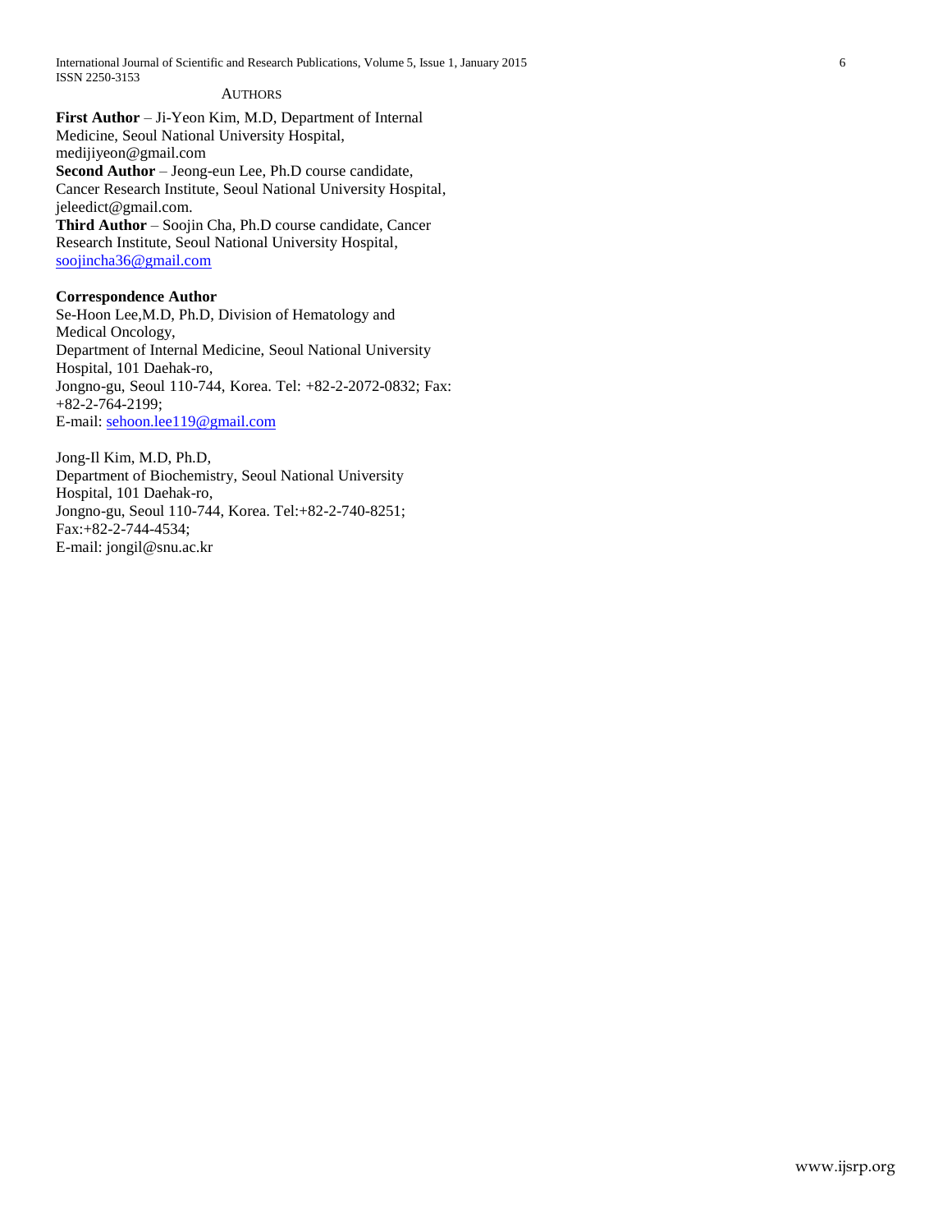## AUTHORS

**First Author** – Ji-Yeon Kim, M.D, Department of Internal Medicine, Seoul National University Hospital, medijiyeon@gmail.com

**Second Author** – Jeong-eun Lee, Ph.D course candidate, Cancer Research Institute, Seoul National University Hospital, jeleedict@gmail.com.

**Third Author** – Soojin Cha, Ph.D course candidate, Cancer Research Institute, Seoul National University Hospital, soojincha36@gmail.com

**Correspondence Author**

Se-Hoon Lee,M.D, Ph.D, Division of Hematology and Medical Oncology,
Department of Internal Medicine, Seoul National University Hospital, 101 Daehak-ro,
Jongno-gu, Seoul 110-744, Korea. Tel: +82-2-2072-0832; Fax: +82-2-764-2199;
E-mail: sehoon.lee119@gmail.com

Jong-Il Kim, M.D, Ph.D,
Department of Biochemistry, Seoul National University Hospital, 101 Daehak-ro,
Jongno-gu, Seoul 110-744, Korea. Tel:+82-2-740-8251;
Fax:+82-2-744-4534;
E-mail: jongil@snu.ac.kr